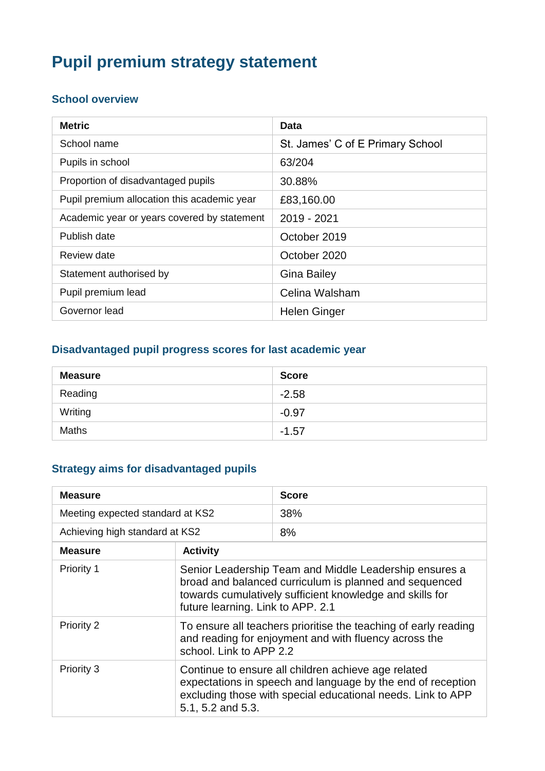# Pupil premium strategy statement

## School overview

| Metric | Data |
|---|---|
| School name | St. James' C of E Primary School |
| Pupils in school | 63/204 |
| Proportion of disadvantaged pupils | 30.88% |
| Pupil premium allocation this academic year | £83,160.00 |
| Academic year or years covered by statement | 2019 - 2021 |
| Publish date | October 2019 |
| Review date | October 2020 |
| Statement authorised by | Gina Bailey |
| Pupil premium lead | Celina Walsham |
| Governor lead | Helen Ginger |

## Disadvantaged pupil progress scores for last academic year

| Measure | Score |
|---|---|
| Reading | -2.58 |
| Writing | -0.97 |
| Maths | -1.57 |

## Strategy aims for disadvantaged pupils

| Measure | Score |
|---|---|
| Meeting expected standard at KS2 | 38% |
| Achieving high standard at KS2 | 8% |

| Measure | Activity |
|---|---|
| Priority 1 | Senior Leadership Team and Middle Leadership ensures a broad and balanced curriculum is planned and sequenced towards cumulatively sufficient knowledge and skills for future learning. Link to APP. 2.1 |
| Priority 2 | To ensure all teachers prioritise the teaching of early reading and reading for enjoyment and with fluency across the school. Link to APP 2.2 |
| Priority 3 | Continue to ensure all children achieve age related expectations in speech and language by the end of reception excluding those with special educational needs. Link to APP 5.1, 5.2 and 5.3. |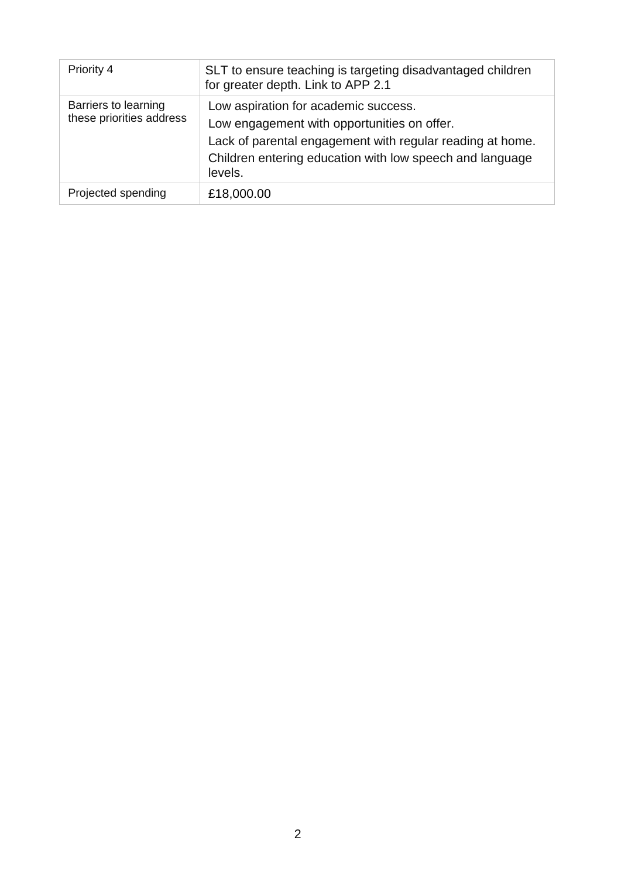| Priority 4 | SLT to ensure teaching is targeting disadvantaged children for greater depth. Link to APP 2.1 |
|---|---|
| Barriers to learning these priorities address | Low aspiration for academic success.<br>Low engagement with opportunities on offer.<br>Lack of parental engagement with regular reading at home.<br>Children entering education with low speech and language levels. |
| Projected spending | £18,000.00 |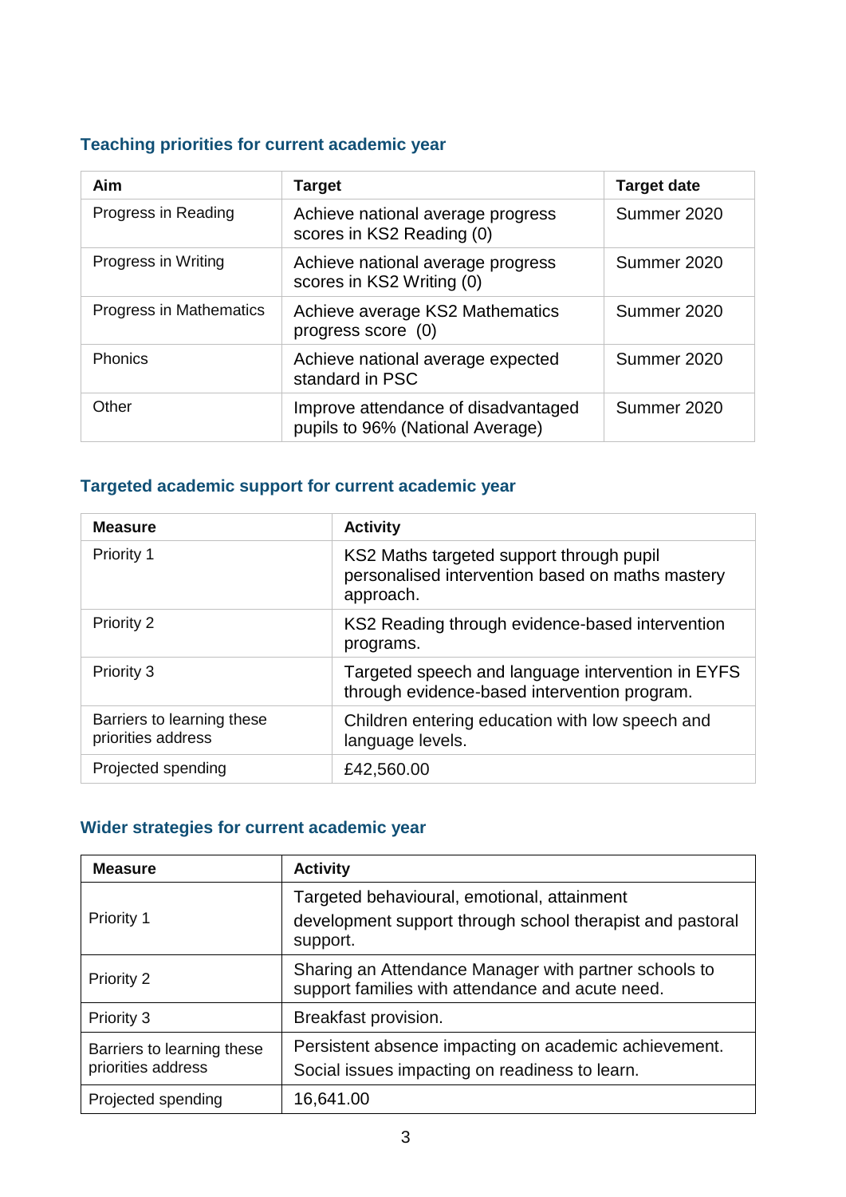## Teaching priorities for current academic year

| Aim | Target | Target date |
| --- | --- | --- |
| Progress in Reading | Achieve national average progress scores in KS2 Reading (0) | Summer 2020 |
| Progress in Writing | Achieve national average progress scores in KS2 Writing (0) | Summer 2020 |
| Progress in Mathematics | Achieve average KS2 Mathematics progress score (0) | Summer 2020 |
| Phonics | Achieve national average expected standard in PSC | Summer 2020 |
| Other | Improve attendance of disadvantaged pupils to 96% (National Average) | Summer 2020 |

## Targeted academic support for current academic year

| Measure | Activity |
| --- | --- |
| Priority 1 | KS2 Maths targeted support through pupil personalised intervention based on maths mastery approach. |
| Priority 2 | KS2 Reading through evidence-based intervention programs. |
| Priority 3 | Targeted speech and language intervention in EYFS through evidence-based intervention program. |
| Barriers to learning these priorities address | Children entering education with low speech and language levels. |
| Projected spending | £42,560.00 |

## Wider strategies for current academic year

| Measure | Activity |
| --- | --- |
| Priority 1 | Targeted behavioural, emotional, attainment development support through school therapist and pastoral support. |
| Priority 2 | Sharing an Attendance Manager with partner schools to support families with attendance and acute need. |
| Priority 3 | Breakfast provision. |
| Barriers to learning these priorities address | Persistent absence impacting on academic achievement. Social issues impacting on readiness to learn. |
| Projected spending | 16,641.00 |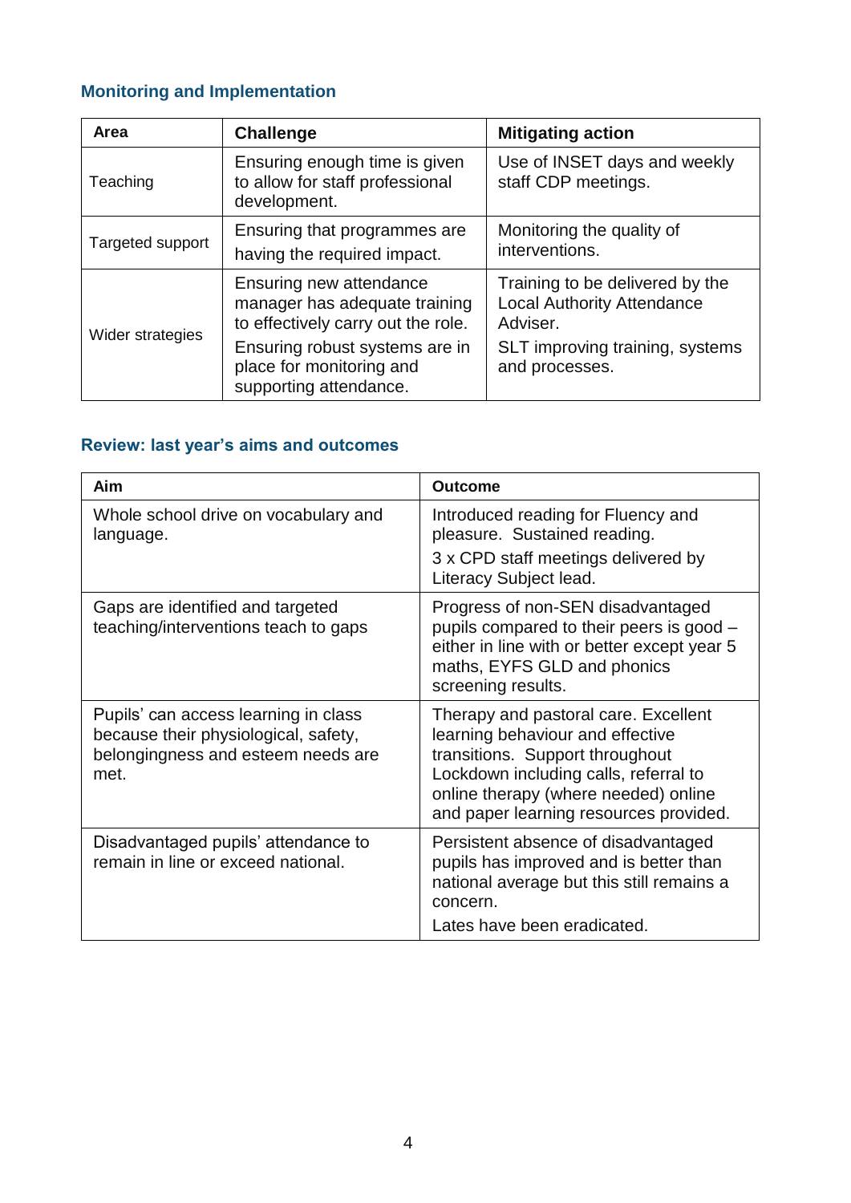## Monitoring and Implementation

| Area | Challenge | Mitigating action |
| --- | --- | --- |
| Teaching | Ensuring enough time is given to allow for staff professional development. | Use of INSET days and weekly staff CDP meetings. |
| Targeted support | Ensuring that programmes are having the required impact. | Monitoring the quality of interventions. |
| Wider strategies | Ensuring new attendance manager has adequate training to effectively carry out the role.<br>Ensuring robust systems are in place for monitoring and supporting attendance. | Training to be delivered by the Local Authority Attendance Adviser.<br>SLT improving training, systems and processes. |

## Review: last year's aims and outcomes

| Aim | Outcome |
| --- | --- |
| Whole school drive on vocabulary and language. | Introduced reading for Fluency and pleasure. Sustained reading.<br>3 x CPD staff meetings delivered by Literacy Subject lead. |
| Gaps are identified and targeted teaching/interventions teach to gaps | Progress of non-SEN disadvantaged pupils compared to their peers is good – either in line with or better except year 5 maths, EYFS GLD and phonics screening results. |
| Pupils' can access learning in class because their physiological, safety, belongingness and esteem needs are met. | Therapy and pastoral care. Excellent learning behaviour and effective transitions. Support throughout Lockdown including calls, referral to online therapy (where needed) online and paper learning resources provided. |
| Disadvantaged pupils' attendance to remain in line or exceed national. | Persistent absence of disadvantaged pupils has improved and is better than national average but this still remains a concern.<br>Lates have been eradicated. |